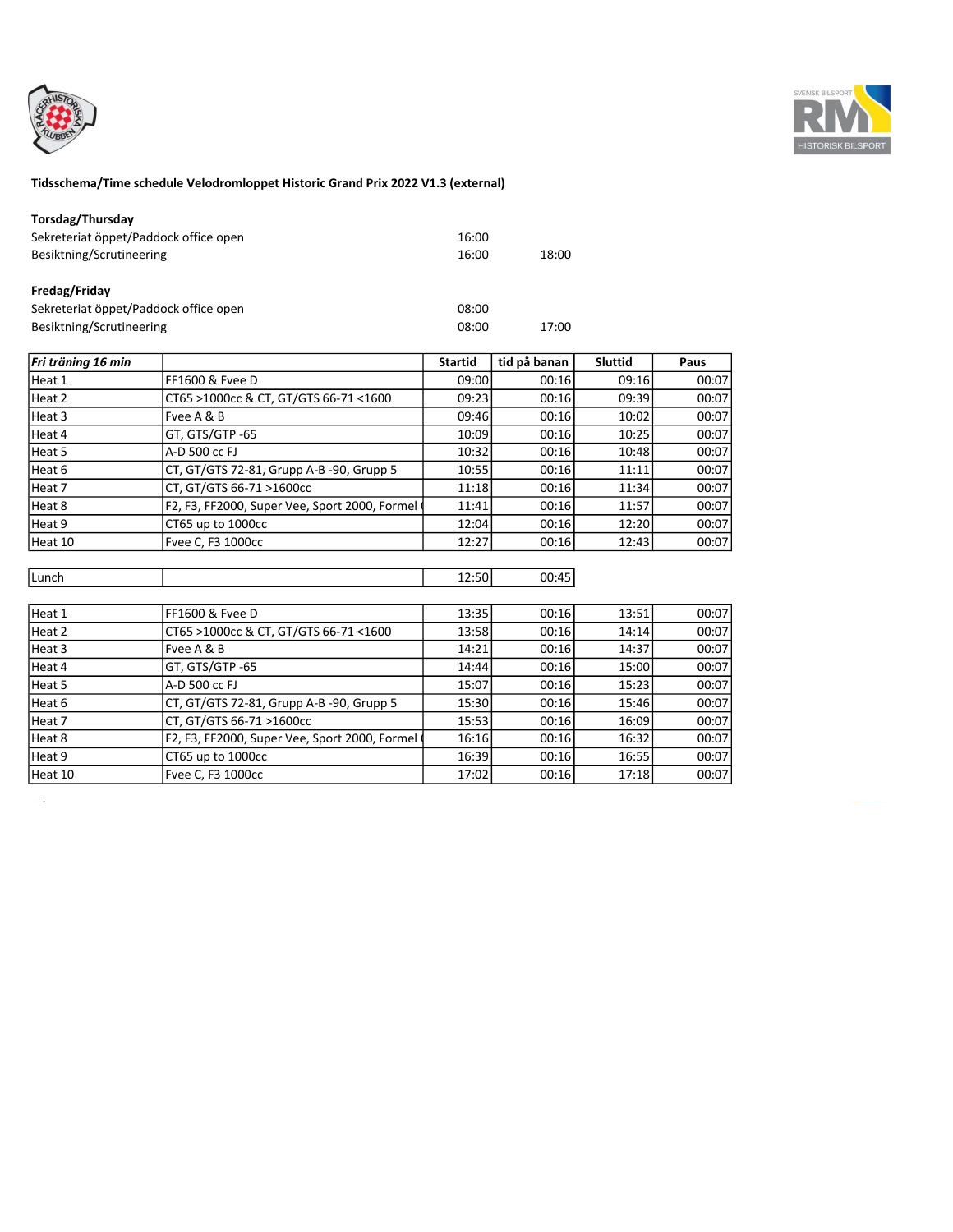**Tidsschema/Time schedule Velodromloppet Historic Grand Prix 2022 V1.3 (external)**

**Torsdag/Thursday**

| | | |
|---|---|---|
| Sekreteriat öppet/Paddock office open | 16:00 | |
| Besiktning/Scrutineering | 16:00 | 18:00 |

**Fredag/Friday**

| | | |
|---|---|---|
| Sekreteriat öppet/Paddock office open | 08:00 | |
| Besiktning/Scrutineering | 08:00 | 17:00 |

| *Fri träning 16 min* | | Startid | tid på banan | Sluttid | Paus |
|---|---|---|---|---|---|
| Heat 1 | FF1600 & Fvee D | 09:00 | 00:16 | 09:16 | 00:07 |
| Heat 2 | CT65 >1000cc & CT, GT/GTS 66-71 <1600 | 09:23 | 00:16 | 09:39 | 00:07 |
| Heat 3 | Fvee A & B | 09:46 | 00:16 | 10:02 | 00:07 |
| Heat 4 | GT, GTS/GTP -65 | 10:09 | 00:16 | 10:25 | 00:07 |
| Heat 5 | A-D 500 cc FJ | 10:32 | 00:16 | 10:48 | 00:07 |
| Heat 6 | CT, GT/GTS 72-81, Grupp A-B -90, Grupp 5 | 10:55 | 00:16 | 11:11 | 00:07 |
| Heat 7 | CT, GT/GTS 66-71 >1600cc | 11:18 | 00:16 | 11:34 | 00:07 |
| Heat 8 | F2, F3, FF2000, Super Vee, Sport 2000, Formel ( | 11:41 | 00:16 | 11:57 | 00:07 |
| Heat 9 | CT65 up to 1000cc | 12:04 | 00:16 | 12:20 | 00:07 |
| Heat 10 | Fvee C, F3 1000cc | 12:27 | 00:16 | 12:43 | 00:07 |

| | | | |
|---|---|---|---|
| Lunch | | 12:50 | 00:45 |

| | | | | | |
|---|---|---|---|---|---|
| Heat 1 | FF1600 & Fvee D | 13:35 | 00:16 | 13:51 | 00:07 |
| Heat 2 | CT65 >1000cc & CT, GT/GTS 66-71 <1600 | 13:58 | 00:16 | 14:14 | 00:07 |
| Heat 3 | Fvee A & B | 14:21 | 00:16 | 14:37 | 00:07 |
| Heat 4 | GT, GTS/GTP -65 | 14:44 | 00:16 | 15:00 | 00:07 |
| Heat 5 | A-D 500 cc FJ | 15:07 | 00:16 | 15:23 | 00:07 |
| Heat 6 | CT, GT/GTS 72-81, Grupp A-B -90, Grupp 5 | 15:30 | 00:16 | 15:46 | 00:07 |
| Heat 7 | CT, GT/GTS 66-71 >1600cc | 15:53 | 00:16 | 16:09 | 00:07 |
| Heat 8 | F2, F3, FF2000, Super Vee, Sport 2000, Formel ( | 16:16 | 00:16 | 16:32 | 00:07 |
| Heat 9 | CT65 up to 1000cc | 16:39 | 00:16 | 16:55 | 00:07 |
| Heat 10 | Fvee C, F3 1000cc | 17:02 | 00:16 | 17:18 | 00:07 |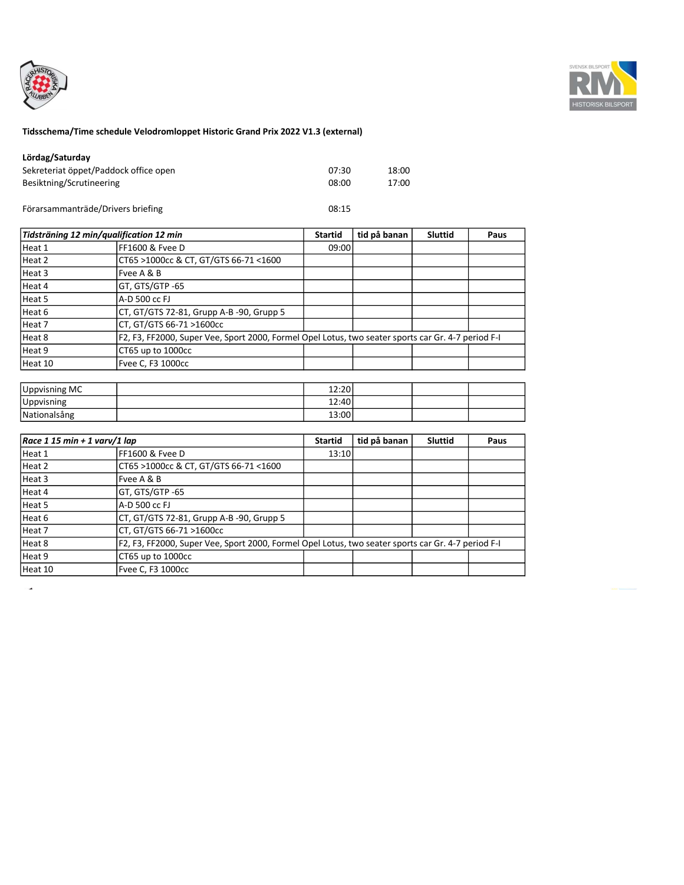**Tidsschema/Time schedule Velodromloppet Historic Grand Prix 2022 V1.3 (external)**

**Lördag/Saturday**

| | | |
|---|---|---|
| Sekreteriat öppet/Paddock office open | 07:30 | 18:00 |
| Besiktning/Scrutineering | 08:00 | 17:00 |
| Förarsammanträde/Drivers briefing | 08:15 | |

| *Tidsträning 12 min/qualification 12 min* | | Startid | tid på banan | Sluttid | Paus |
|---|---|---|---|---|---|
| Heat 1 | FF1600 & Fvee D | 09:00 | | | |
| Heat 2 | CT65 >1000cc & CT, GT/GTS 66-71 <1600 | | | | |
| Heat 3 | Fvee A & B | | | | |
| Heat 4 | GT, GTS/GTP -65 | | | | |
| Heat 5 | A-D 500 cc FJ | | | | |
| Heat 6 | CT, GT/GTS 72-81, Grupp A-B -90, Grupp 5 | | | | |
| Heat 7 | CT, GT/GTS 66-71 >1600cc | | | | |
| Heat 8 | F2, F3, FF2000, Super Vee, Sport 2000, Formel Opel Lotus, two seater sports car Gr. 4-7 period F-I | | | | |
| Heat 9 | CT65 up to 1000cc | | | | |
| Heat 10 | Fvee C, F3 1000cc | | | | |

| | | | | | |
|---|---|---|---|---|---|
| Uppvisning MC | | 12:20 | | | |
| Uppvisning | | 12:40 | | | |
| Nationalsång | | 13:00 | | | |

| *Race 1 15 min + 1 varv/1 lap* | | Startid | tid på banan | Sluttid | Paus |
|---|---|---|---|---|---|
| Heat 1 | FF1600 & Fvee D | 13:10 | | | |
| Heat 2 | CT65 >1000cc & CT, GT/GTS 66-71 <1600 | | | | |
| Heat 3 | Fvee A & B | | | | |
| Heat 4 | GT, GTS/GTP -65 | | | | |
| Heat 5 | A-D 500 cc FJ | | | | |
| Heat 6 | CT, GT/GTS 72-81, Grupp A-B -90, Grupp 5 | | | | |
| Heat 7 | CT, GT/GTS 66-71 >1600cc | | | | |
| Heat 8 | F2, F3, FF2000, Super Vee, Sport 2000, Formel Opel Lotus, two seater sports car Gr. 4-7 period F-I | | | | |
| Heat 9 | CT65 up to 1000cc | | | | |
| Heat 10 | Fvee C, F3 1000cc | | | | |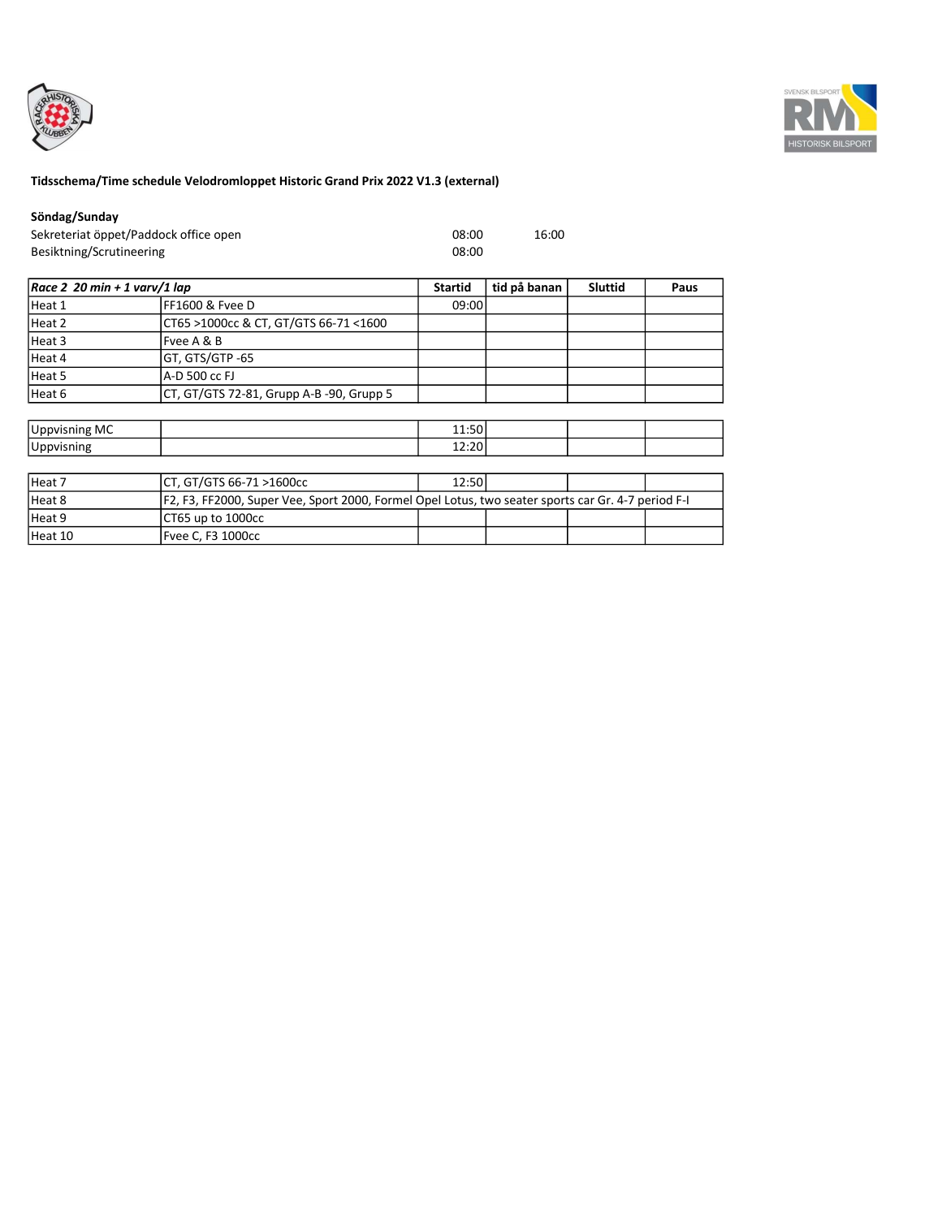**Tidsschema/Time schedule Velodromloppet Historic Grand Prix 2022 V1.3 (external)**

**Söndag/Sunday**

| | | |
|---|---|---|
| Sekreteriat öppet/Paddock office open | 08:00 | 16:00 |
| Besiktning/Scrutineering | 08:00 | |

| *Race 2 20 min + 1 varv/1 lap* | | Startid | tid på banan | Sluttid | Paus |
|---|---|---|---|---|---|
| Heat 1 | FF1600 & Fvee D | 09:00 | | | |
| Heat 2 | CT65 >1000cc & CT, GT/GTS 66-71 <1600 | | | | |
| Heat 3 | Fvee A & B | | | | |
| Heat 4 | GT, GTS/GTP -65 | | | | |
| Heat 5 | A-D 500 cc FJ | | | | |
| Heat 6 | CT, GT/GTS 72-81, Grupp A-B -90, Grupp 5 | | | | |
| | | | | | |
| Uppvisning MC | | 11:50 | | | |
| Uppvisning | | 12:20 | | | |
| | | | | | |
| Heat 7 | CT, GT/GTS 66-71 >1600cc | 12:50 | | | |
| Heat 8 | F2, F3, FF2000, Super Vee, Sport 2000, Formel Opel Lotus, two seater sports car Gr. 4-7 period F-I | | | | |
| Heat 9 | CT65 up to 1000cc | | | | |
| Heat 10 | Fvee C, F3 1000cc | | | | |